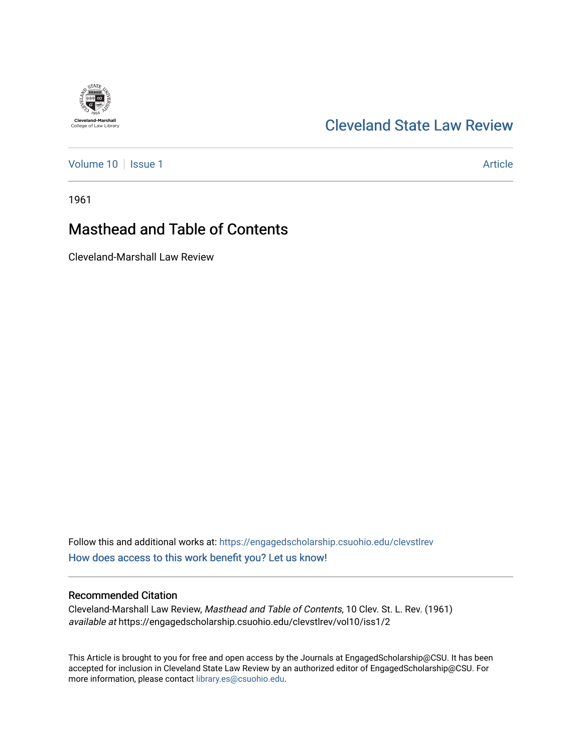Cleveland-Marshall College of Law Library

# Cleveland State Law Review

Volume 10 | Issue 1 Article

1961

## Masthead and Table of Contents

Cleveland-Marshall Law Review

Follow this and additional works at: https://engagedscholarship.csuohio.edu/clevstlrev

How does access to this work benefit you? Let us know!

### Recommended Citation

Cleveland-Marshall Law Review, *Masthead and Table of Contents*, 10 Clev. St. L. Rev. (1961)
*available at* https://engagedscholarship.csuohio.edu/clevstlrev/vol10/iss1/2

This Article is brought to you for free and open access by the Journals at EngagedScholarship@CSU. It has been accepted for inclusion in Cleveland State Law Review by an authorized editor of EngagedScholarship@CSU. For more information, please contact library.es@csuohio.edu.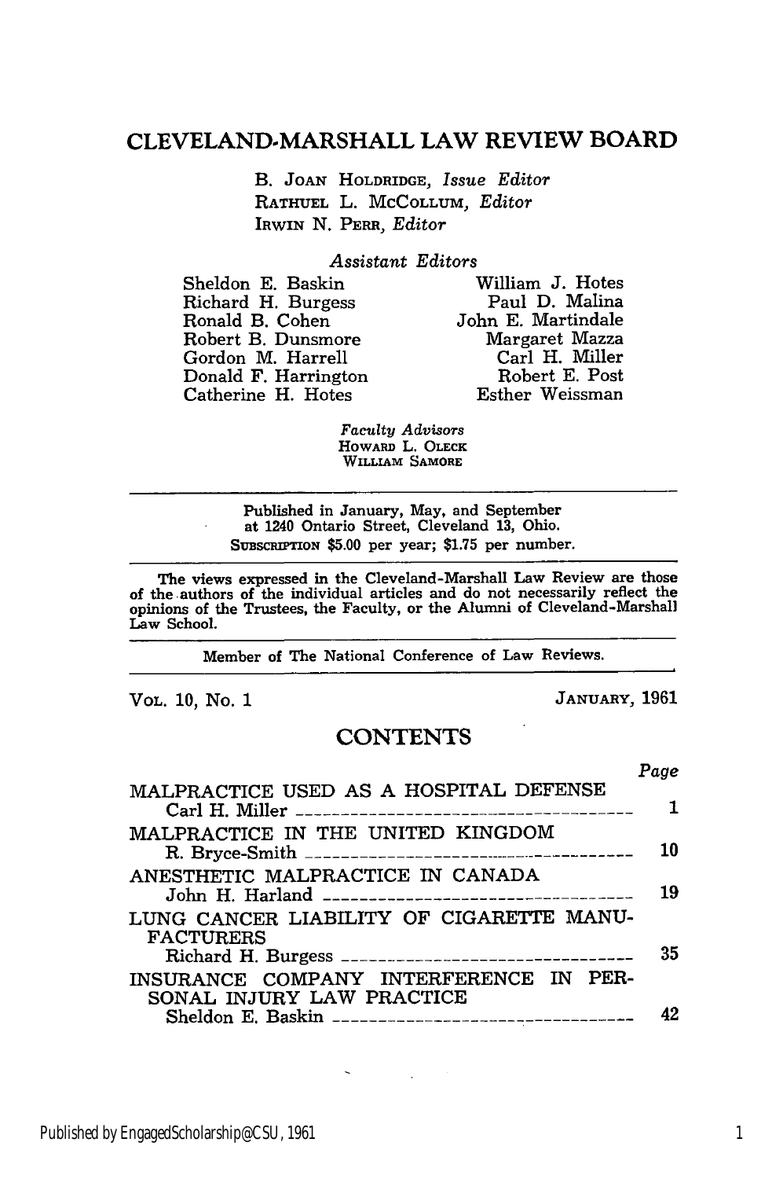# CLEVELAND-MARSHALL LAW REVIEW BOARD

B. JOAN HOLDRIDGE, *Issue Editor*
RATHUEL L. MCCOLLUM, *Editor*
IRWIN N. PERR, *Editor*

*Assistant Editors*

Sheldon E. Baskin
Richard H. Burgess
Ronald B. Cohen
Robert B. Dunsmore
Gordon M. Harrell
Donald F. Harrington
Catherine H. Hotes
William J. Hotes
Paul D. Malina
John E. Martindale
Margaret Mazza
Carl H. Miller
Robert E. Post
Esther Weissman

*Faculty Advisors*
HOWARD L. OLECK
WILLIAM SAMORE

---

Published in January, May, and September at 1240 Ontario Street, Cleveland 13, Ohio.
SUBSCRIPTION $5.00 per year; $1.75 per number.

---

The views expressed in the Cleveland-Marshall Law Review are those of the authors of the individual articles and do not necessarily reflect the opinions of the Trustees, the Faculty, or the Alumni of Cleveland-Marshall Law School.

---

Member of The National Conference of Law Reviews.

---

VOL. 10, No. 1 JANUARY, 1961

## CONTENTS

| | Page |
|---|---|
| MALPRACTICE USED AS A HOSPITAL DEFENSE<br>Carl H. Miller | 1 |
| MALPRACTICE IN THE UNITED KINGDOM<br>R. Bryce-Smith | 10 |
| ANESTHETIC MALPRACTICE IN CANADA<br>John H. Harland | 19 |
| LUNG CANCER LIABILITY OF CIGARETTE MANUFACTURERS<br>Richard H. Burgess | 35 |
| INSURANCE COMPANY INTERFERENCE IN PERSONAL INJURY LAW PRACTICE<br>Sheldon E. Baskin | 42 |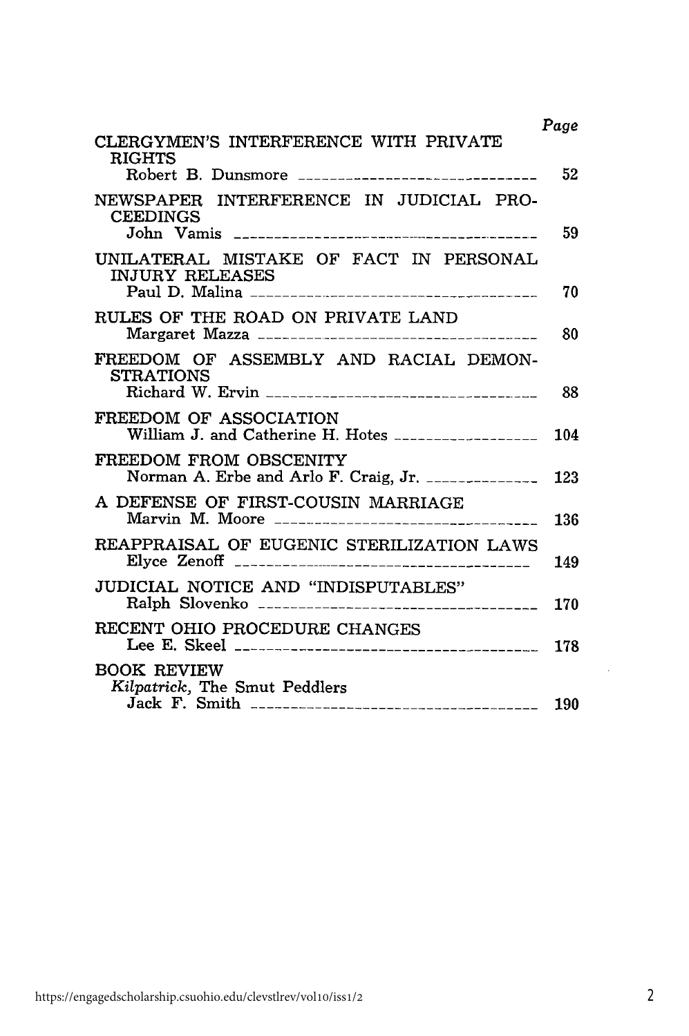| | Page |
|---|---|
| CLERGYMEN'S INTERFERENCE WITH PRIVATE RIGHTS<br>Robert B. Dunsmore | 52 |
| NEWSPAPER INTERFERENCE IN JUDICIAL PROCEEDINGS<br>John Vamis | 59 |
| UNILATERAL MISTAKE OF FACT IN PERSONAL INJURY RELEASES<br>Paul D. Malina | 70 |
| RULES OF THE ROAD ON PRIVATE LAND<br>Margaret Mazza | 80 |
| FREEDOM OF ASSEMBLY AND RACIAL DEMONSTRATIONS<br>Richard W. Ervin | 88 |
| FREEDOM OF ASSOCIATION<br>William J. and Catherine H. Hotes | 104 |
| FREEDOM FROM OBSCENITY<br>Norman A. Erbe and Arlo F. Craig, Jr. | 123 |
| A DEFENSE OF FIRST-COUSIN MARRIAGE<br>Marvin M. Moore | 136 |
| REAPPRAISAL OF EUGENIC STERILIZATION LAWS<br>Elyce Zenoff | 149 |
| JUDICIAL NOTICE AND "INDISPUTABLES"<br>Ralph Slovenko | 170 |
| RECENT OHIO PROCEDURE CHANGES<br>Lee E. Skeel | 178 |
| BOOK REVIEW<br>*Kilpatrick,* The Smut Peddlers<br>Jack F. Smith | 190 |